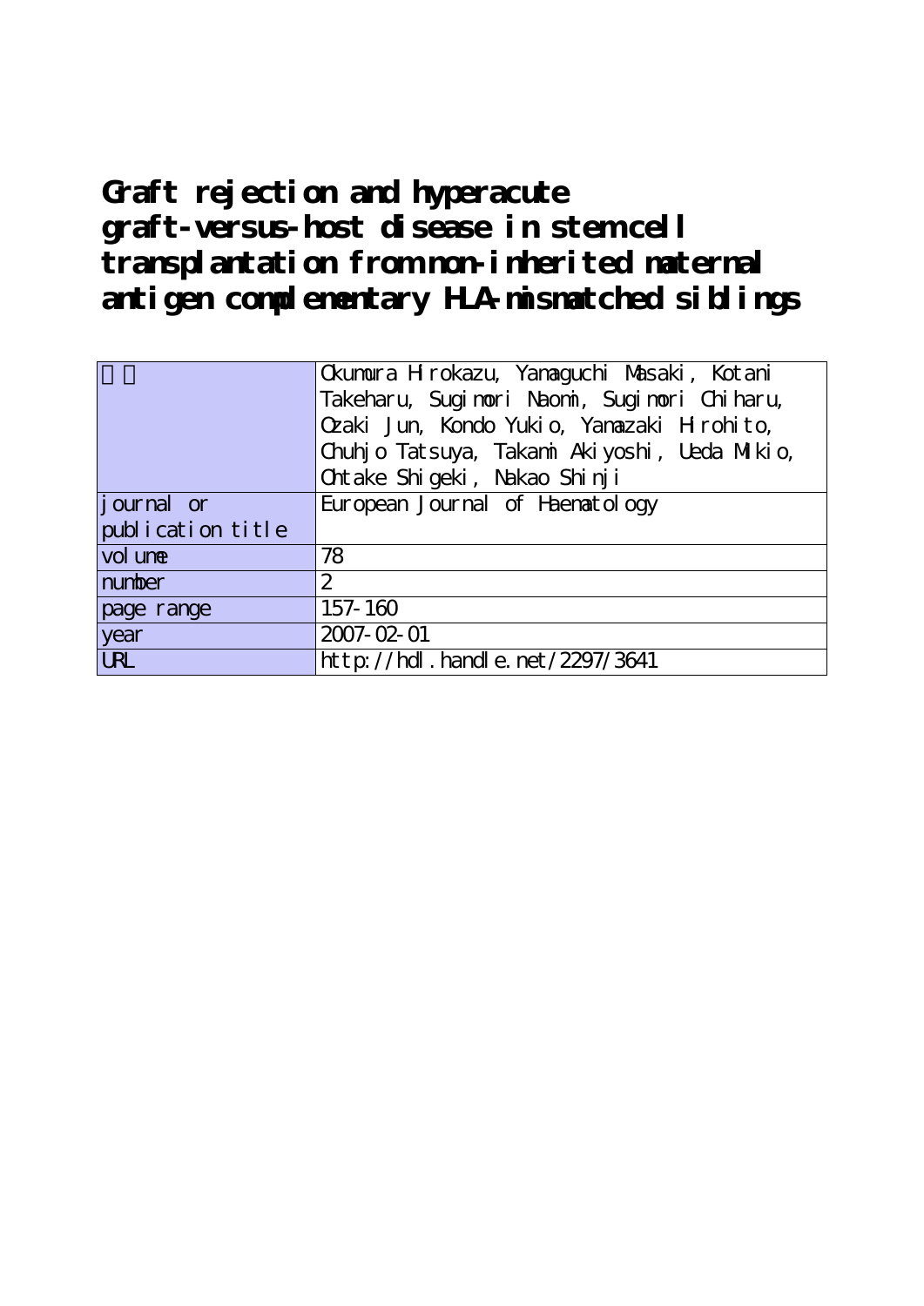# Graft rejection and hyperacute graft-versus-host disease in stem cell transplantation from non-inherited maternal antigen complementary HLA-mismatched siblings

| 著者 | Okumura Hirokazu, Yamaguchi Masaki, Kotani Takeharu, Sugimori Naomi, Sugimori Chiharu, Ozaki Jun, Kondo Yukio, Yamazaki Hirohito, Chuhjo Tatsuya, Takami Akiyoshi, Ueda Mikio, Ohtake Shigeki, Nakao Shinji |
|---|---|
| journal or publication title | European Journal of Haematology |
| volume | 78 |
| number | 2 |
| page range | 157-160 |
| year | 2007-02-01 |
| URL | http://hdl.handle.net/2297/3641 |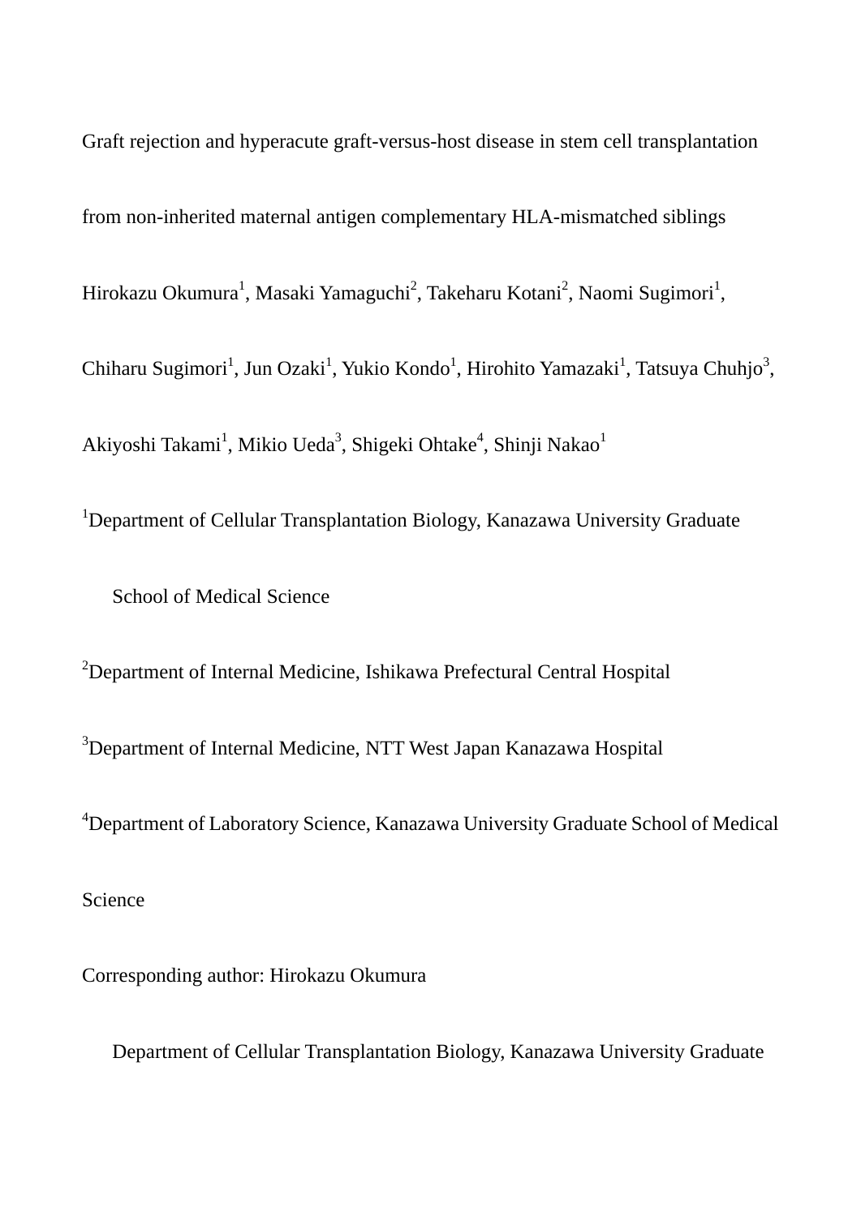# Graft rejection and hyperacute graft-versus-host disease in stem cell transplantation from non-inherited maternal antigen complementary HLA-mismatched siblings

Hirokazu Okumura[1], Masaki Yamaguchi[2], Takeharu Kotani[2], Naomi Sugimori[1], Chiharu Sugimori[1], Jun Ozaki[1], Yukio Kondo[1], Hirohito Yamazaki[1], Tatsuya Chuhjo[3], Akiyoshi Takami[1], Mikio Ueda[3], Shigeki Ohtake[4], Shinji Nakao[1]

[1]Department of Cellular Transplantation Biology, Kanazawa University Graduate School of Medical Science

[2]Department of Internal Medicine, Ishikawa Prefectural Central Hospital

[3]Department of Internal Medicine, NTT West Japan Kanazawa Hospital

[4]Department of Laboratory Science, Kanazawa University Graduate School of Medical Science

Corresponding author: Hirokazu Okumura

Department of Cellular Transplantation Biology, Kanazawa University Graduate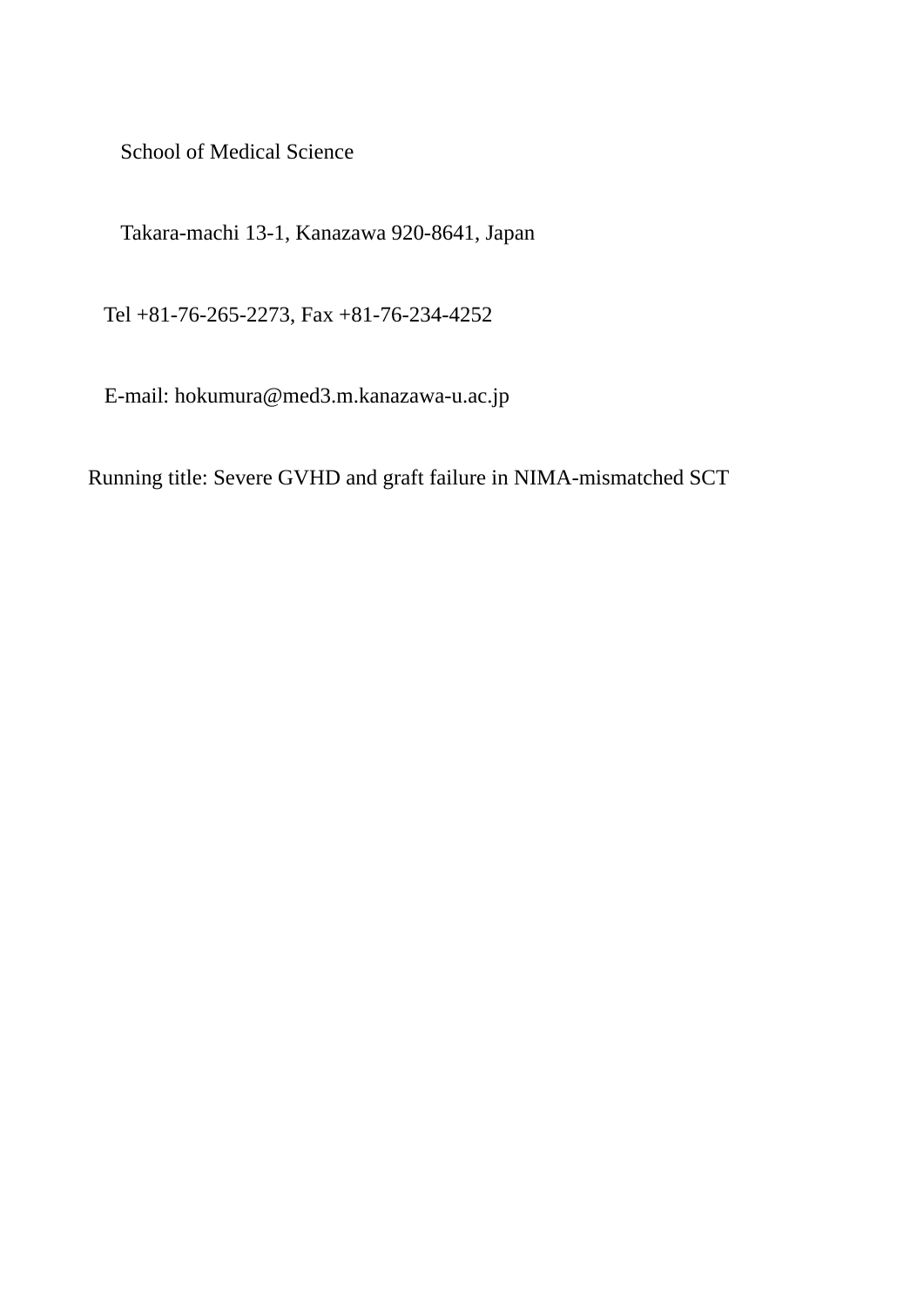School of Medical Science

Takara-machi 13-1, Kanazawa 920-8641, Japan

Tel +81-76-265-2273, Fax +81-76-234-4252

E-mail: hokumura@med3.m.kanazawa-u.ac.jp

Running title: Severe GVHD and graft failure in NIMA-mismatched SCT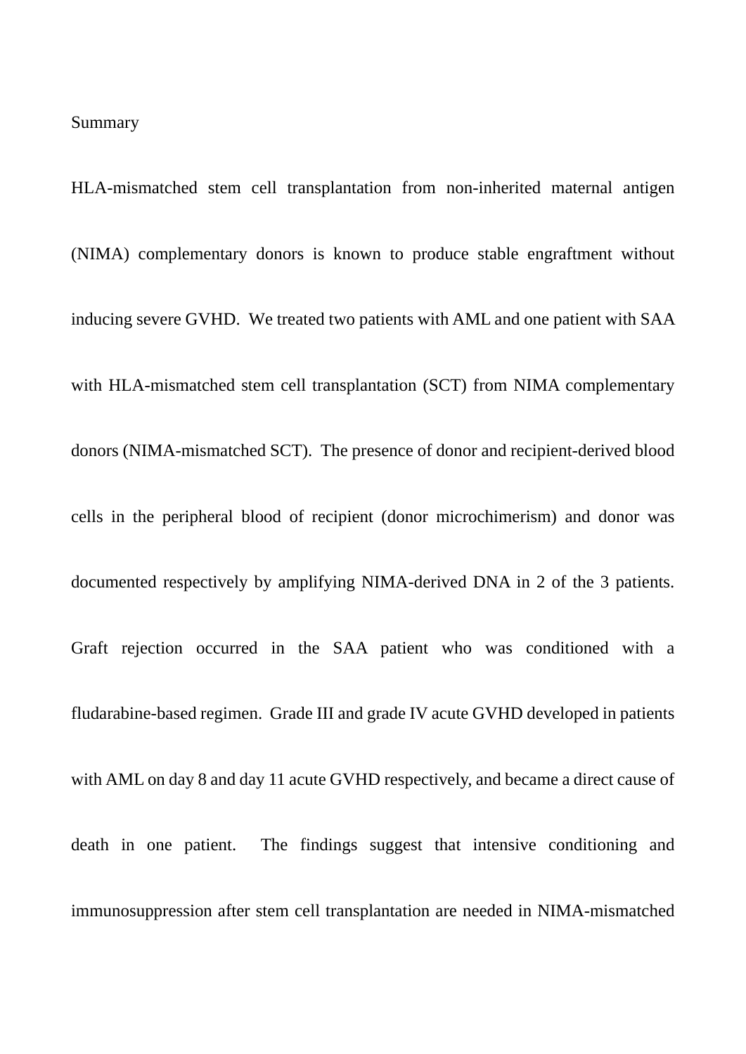## Summary

HLA-mismatched stem cell transplantation from non-inherited maternal antigen (NIMA) complementary donors is known to produce stable engraftment without inducing severe GVHD. We treated two patients with AML and one patient with SAA with HLA-mismatched stem cell transplantation (SCT) from NIMA complementary donors (NIMA-mismatched SCT). The presence of donor and recipient-derived blood cells in the peripheral blood of recipient (donor microchimerism) and donor was documented respectively by amplifying NIMA-derived DNA in 2 of the 3 patients. Graft rejection occurred in the SAA patient who was conditioned with a fludarabine-based regimen. Grade III and grade IV acute GVHD developed in patients with AML on day 8 and day 11 acute GVHD respectively, and became a direct cause of death in one patient. The findings suggest that intensive conditioning and immunosuppression after stem cell transplantation are needed in NIMA-mismatched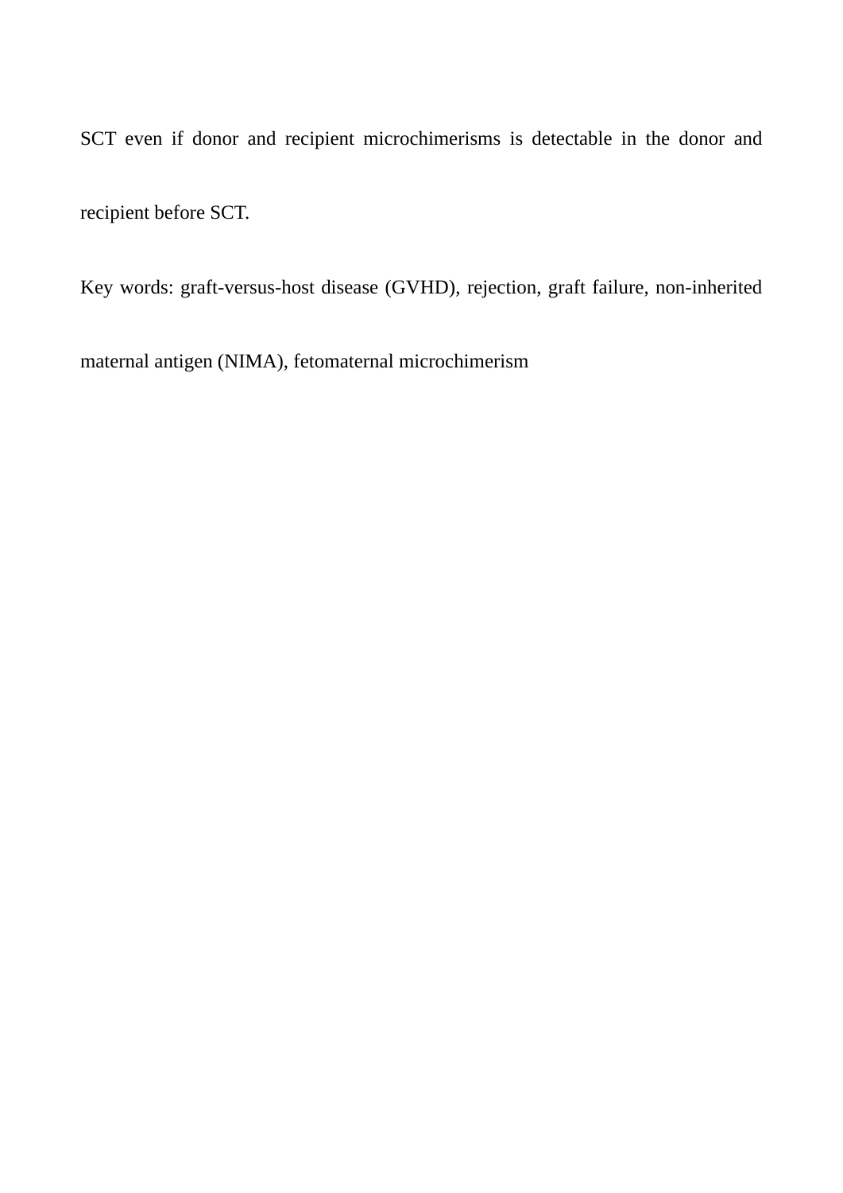SCT even if donor and recipient microchimerisms is detectable in the donor and recipient before SCT.

Key words: graft-versus-host disease (GVHD), rejection, graft failure, non-inherited maternal antigen (NIMA), fetomaternal microchimerism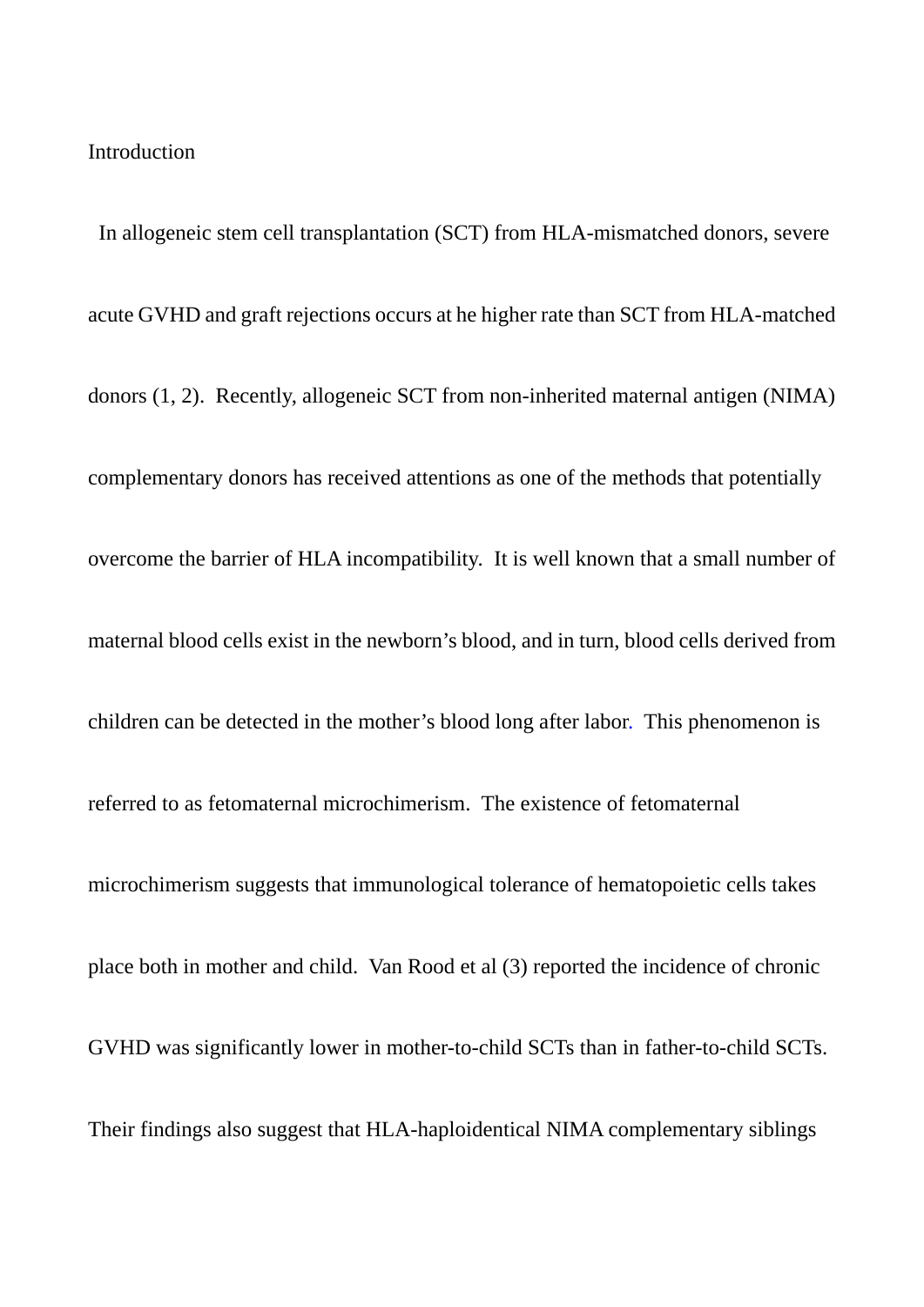## Introduction

In allogeneic stem cell transplantation (SCT) from HLA-mismatched donors, severe acute GVHD and graft rejections occurs at he higher rate than SCT from HLA-matched donors (1, 2). Recently, allogeneic SCT from non-inherited maternal antigen (NIMA) complementary donors has received attentions as one of the methods that potentially overcome the barrier of HLA incompatibility. It is well known that a small number of maternal blood cells exist in the newborn's blood, and in turn, blood cells derived from children can be detected in the mother's blood long after labor. This phenomenon is referred to as fetomaternal microchimerism. The existence of fetomaternal microchimerism suggests that immunological tolerance of hematopoietic cells takes place both in mother and child. Van Rood et al (3) reported the incidence of chronic GVHD was significantly lower in mother-to-child SCTs than in father-to-child SCTs. Their findings also suggest that HLA-haploidentical NIMA complementary siblings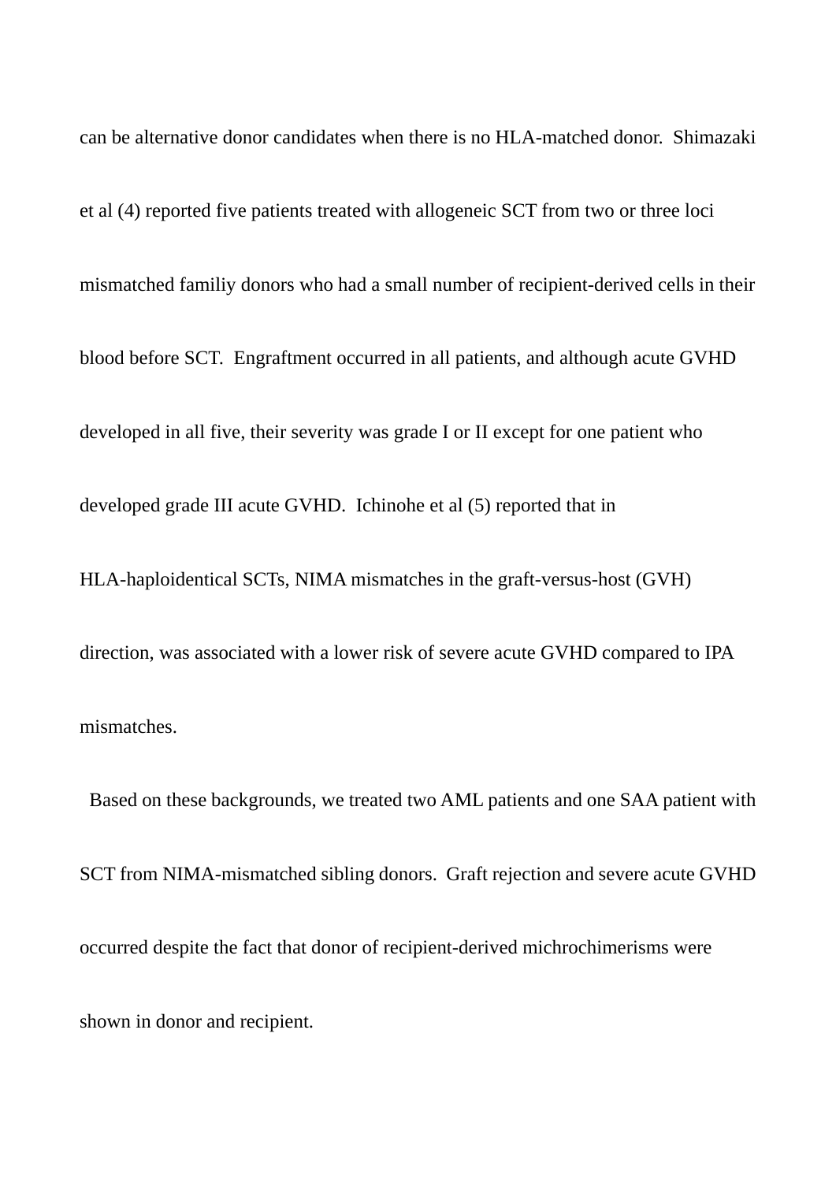can be alternative donor candidates when there is no HLA-matched donor. Shimazaki et al (4) reported five patients treated with allogeneic SCT from two or three loci mismatched familiy donors who had a small number of recipient-derived cells in their blood before SCT. Engraftment occurred in all patients, and although acute GVHD developed in all five, their severity was grade I or II except for one patient who developed grade III acute GVHD. Ichinohe et al (5) reported that in HLA-haploidentical SCTs, NIMA mismatches in the graft-versus-host (GVH) direction, was associated with a lower risk of severe acute GVHD compared to IPA mismatches.

Based on these backgrounds, we treated two AML patients and one SAA patient with SCT from NIMA-mismatched sibling donors. Graft rejection and severe acute GVHD occurred despite the fact that donor of recipient-derived michrochimerisms were shown in donor and recipient.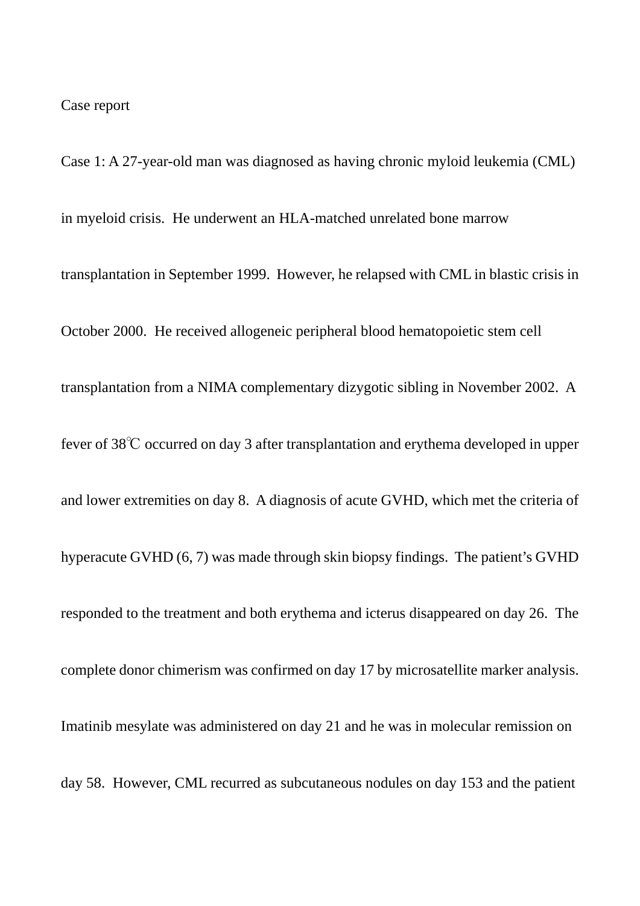Case report

Case 1: A 27-year-old man was diagnosed as having chronic myloid leukemia (CML) in myeloid crisis. He underwent an HLA-matched unrelated bone marrow transplantation in September 1999. However, he relapsed with CML in blastic crisis in October 2000. He received allogeneic peripheral blood hematopoietic stem cell transplantation from a NIMA complementary dizygotic sibling in November 2002. A fever of 38℃ occurred on day 3 after transplantation and erythema developed in upper and lower extremities on day 8. A diagnosis of acute GVHD, which met the criteria of hyperacute GVHD (6, 7) was made through skin biopsy findings. The patient's GVHD responded to the treatment and both erythema and icterus disappeared on day 26. The complete donor chimerism was confirmed on day 17 by microsatellite marker analysis. Imatinib mesylate was administered on day 21 and he was in molecular remission on day 58. However, CML recurred as subcutaneous nodules on day 153 and the patient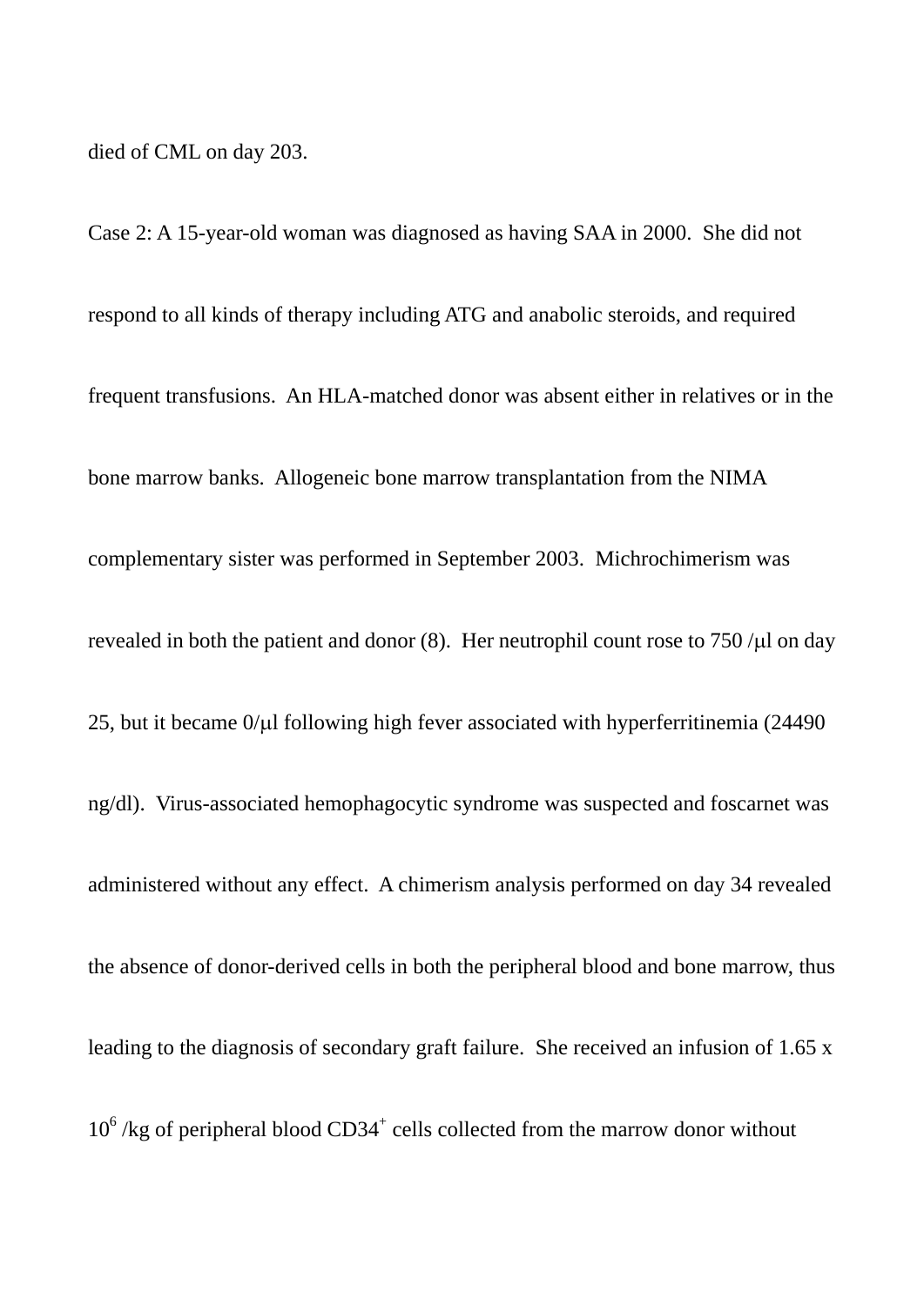died of CML on day 203.

Case 2: A 15-year-old woman was diagnosed as having SAA in 2000. She did not respond to all kinds of therapy including ATG and anabolic steroids, and required frequent transfusions. An HLA-matched donor was absent either in relatives or in the bone marrow banks. Allogeneic bone marrow transplantation from the NIMA complementary sister was performed in September 2003. Michrochimerism was revealed in both the patient and donor (8). Her neutrophil count rose to 750 /μl on day 25, but it became 0/μl following high fever associated with hyperferritinemia (24490 ng/dl). Virus-associated hemophagocytic syndrome was suspected and foscarnet was administered without any effect. A chimerism analysis performed on day 34 revealed the absence of donor-derived cells in both the peripheral blood and bone marrow, thus leading to the diagnosis of secondary graft failure. She received an infusion of 1.65 x $10^6$ /kg of peripheral blood $CD34^+$ cells collected from the marrow donor without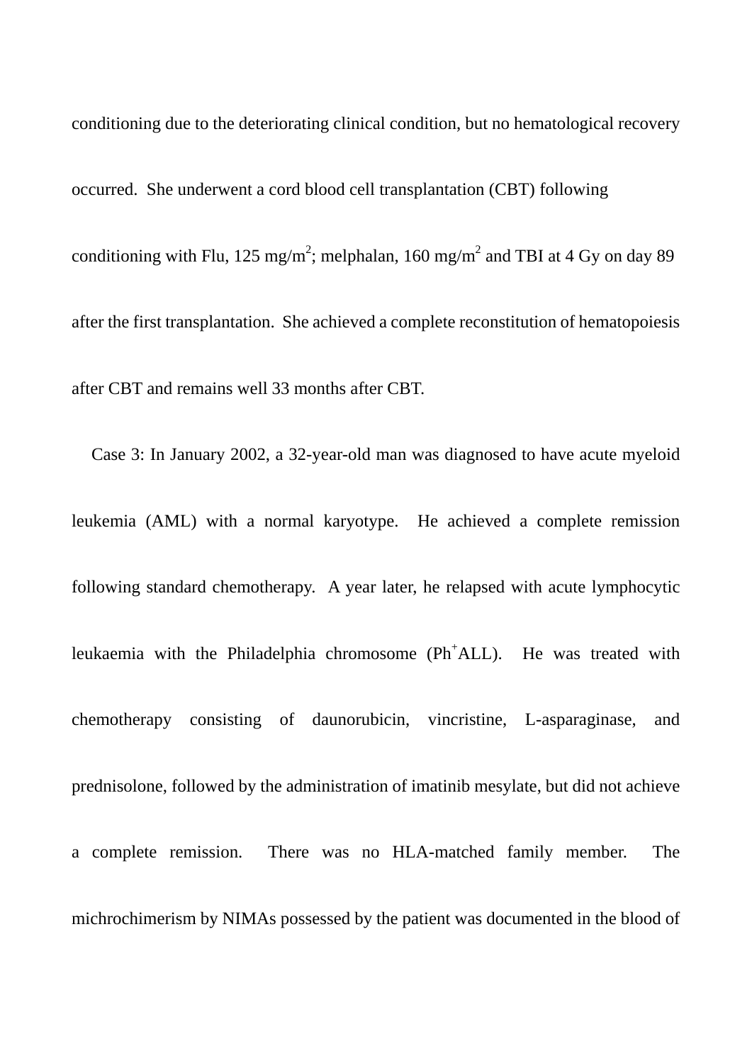conditioning due to the deteriorating clinical condition, but no hematological recovery occurred. She underwent a cord blood cell transplantation (CBT) following conditioning with Flu, 125 mg/m$^2$; melphalan, 160 mg/m$^2$ and TBI at 4 Gy on day 89 after the first transplantation. She achieved a complete reconstitution of hematopoiesis after CBT and remains well 33 months after CBT.

Case 3: In January 2002, a 32-year-old man was diagnosed to have acute myeloid leukemia (AML) with a normal karyotype. He achieved a complete remission following standard chemotherapy. A year later, he relapsed with acute lymphocytic leukaemia with the Philadelphia chromosome (Ph$^+$ALL). He was treated with chemotherapy consisting of daunorubicin, vincristine, L-asparaginase, and prednisolone, followed by the administration of imatinib mesylate, but did not achieve a complete remission. There was no HLA-matched family member. The michrochimerism by NIMAs possessed by the patient was documented in the blood of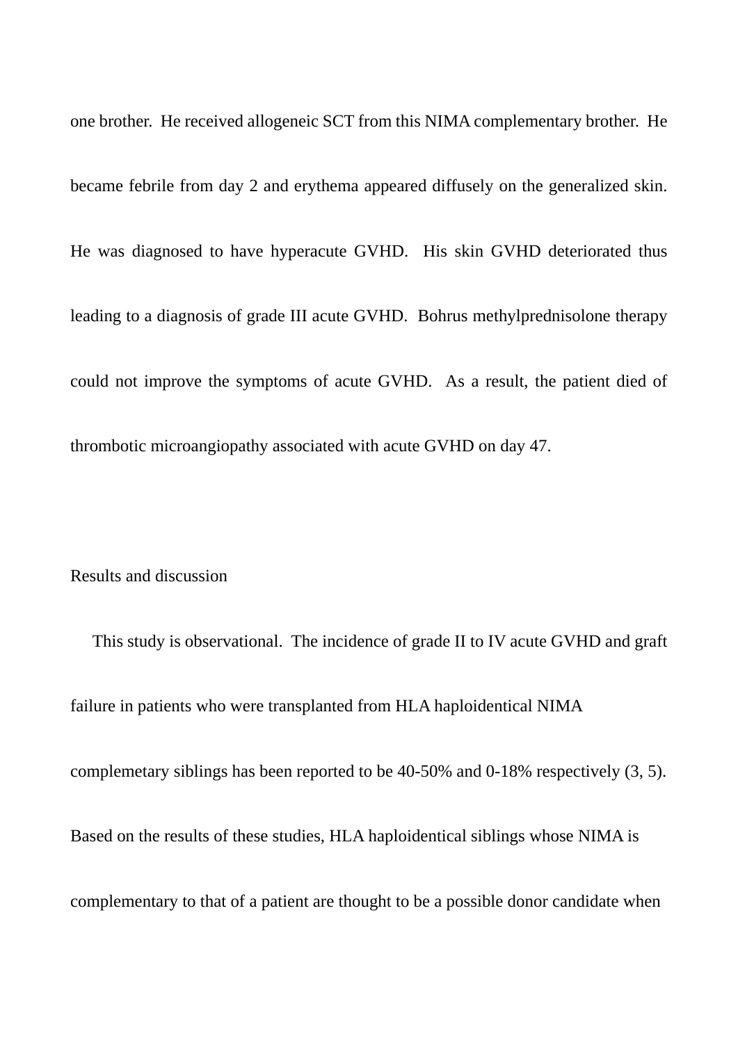one brother. He received allogeneic SCT from this NIMA complementary brother. He became febrile from day 2 and erythema appeared diffusely on the generalized skin. He was diagnosed to have hyperacute GVHD. His skin GVHD deteriorated thus leading to a diagnosis of grade III acute GVHD. Bohrus methylprednisolone therapy could not improve the symptoms of acute GVHD. As a result, the patient died of thrombotic microangiopathy associated with acute GVHD on day 47.

## Results and discussion

This study is observational. The incidence of grade II to IV acute GVHD and graft failure in patients who were transplanted from HLA haploidentical NIMA complemetary siblings has been reported to be 40-50% and 0-18% respectively (3, 5). Based on the results of these studies, HLA haploidentical siblings whose NIMA is complementary to that of a patient are thought to be a possible donor candidate when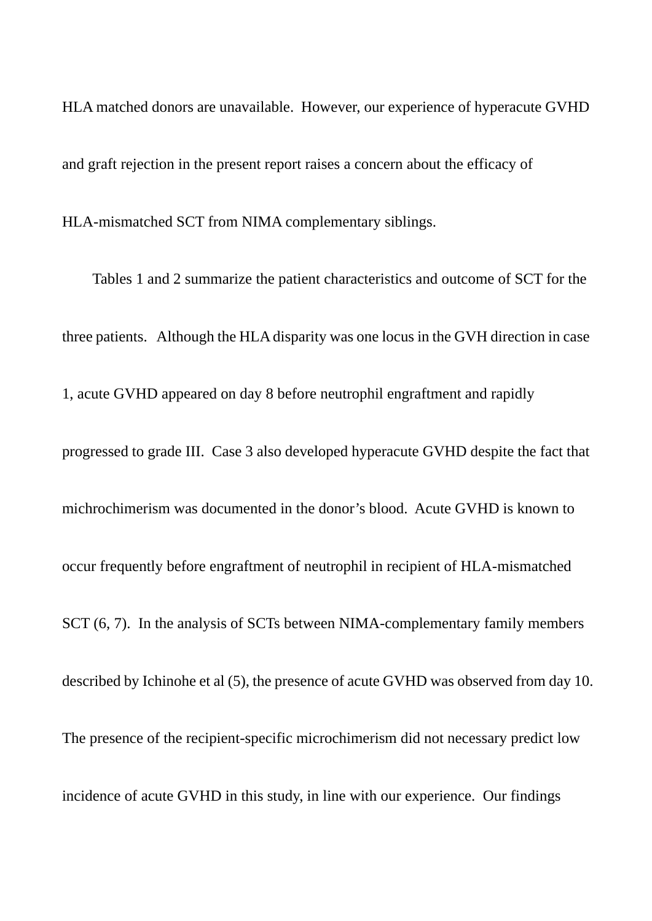HLA matched donors are unavailable. However, our experience of hyperacute GVHD and graft rejection in the present report raises a concern about the efficacy of HLA-mismatched SCT from NIMA complementary siblings.

Tables 1 and 2 summarize the patient characteristics and outcome of SCT for the three patients. Although the HLA disparity was one locus in the GVH direction in case 1, acute GVHD appeared on day 8 before neutrophil engraftment and rapidly progressed to grade III. Case 3 also developed hyperacute GVHD despite the fact that michrochimerism was documented in the donor's blood. Acute GVHD is known to occur frequently before engraftment of neutrophil in recipient of HLA-mismatched SCT (6, 7). In the analysis of SCTs between NIMA-complementary family members described by Ichinohe et al (5), the presence of acute GVHD was observed from day 10. The presence of the recipient-specific microchimerism did not necessary predict low incidence of acute GVHD in this study, in line with our experience. Our findings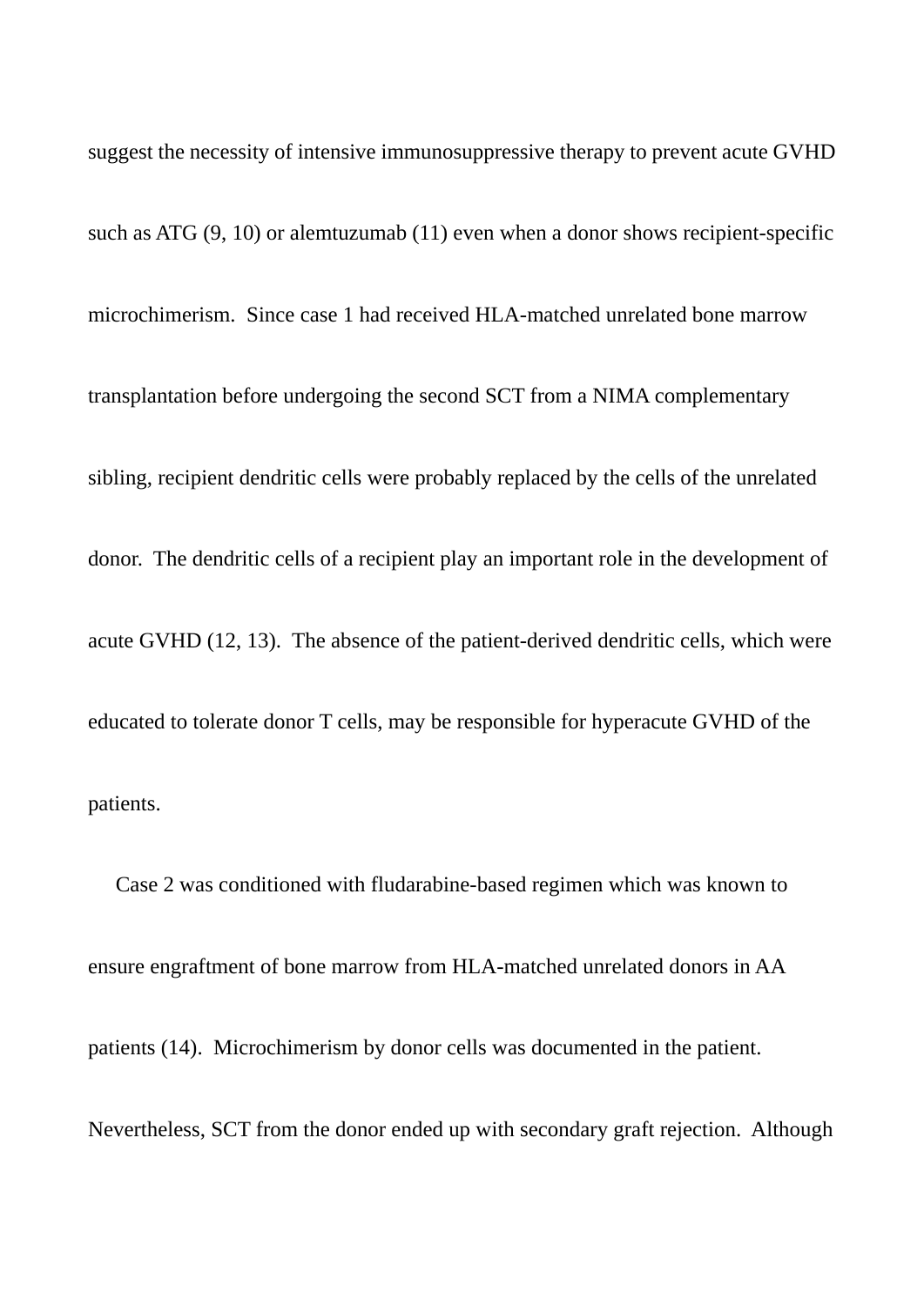suggest the necessity of intensive immunosuppressive therapy to prevent acute GVHD such as ATG (9, 10) or alemtuzumab (11) even when a donor shows recipient-specific microchimerism. Since case 1 had received HLA-matched unrelated bone marrow transplantation before undergoing the second SCT from a NIMA complementary sibling, recipient dendritic cells were probably replaced by the cells of the unrelated donor. The dendritic cells of a recipient play an important role in the development of acute GVHD (12, 13). The absence of the patient-derived dendritic cells, which were educated to tolerate donor T cells, may be responsible for hyperacute GVHD of the patients.

Case 2 was conditioned with fludarabine-based regimen which was known to ensure engraftment of bone marrow from HLA-matched unrelated donors in AA patients (14). Microchimerism by donor cells was documented in the patient. Nevertheless, SCT from the donor ended up with secondary graft rejection. Although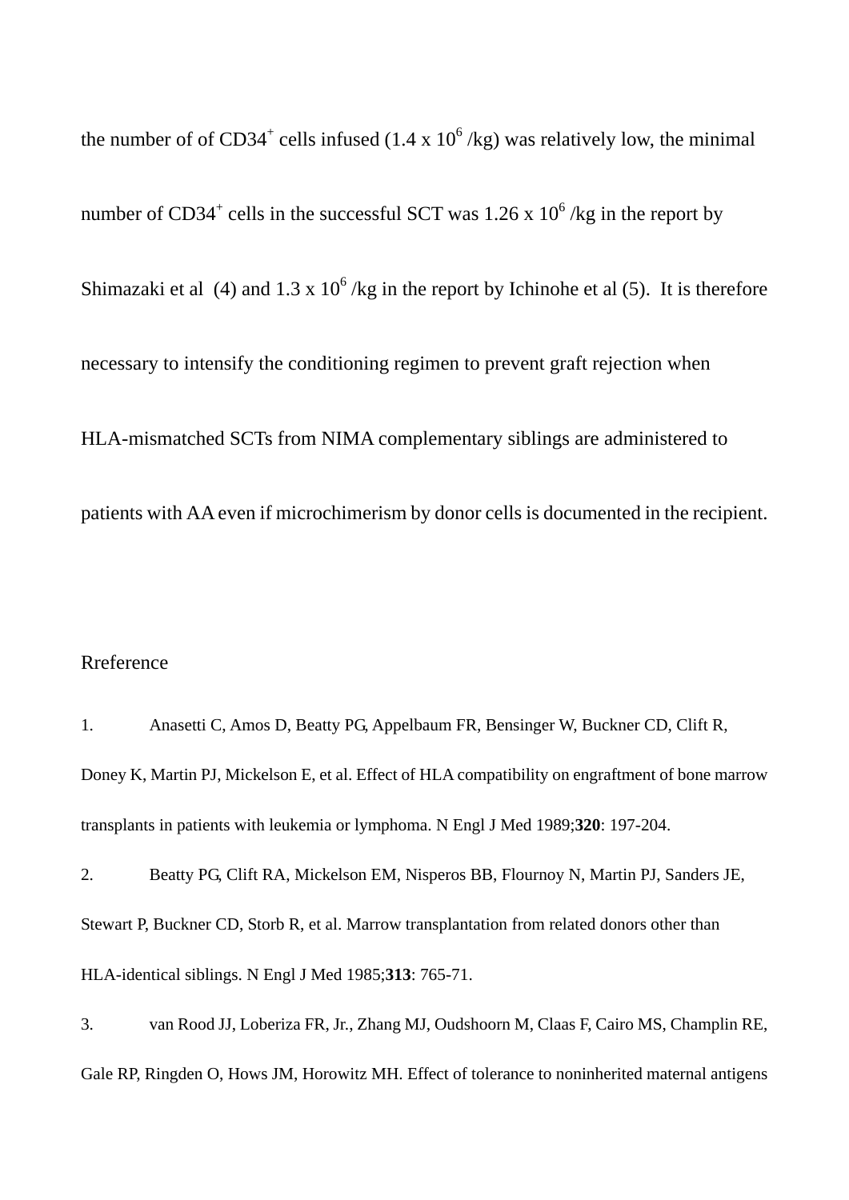the number of of $CD34^+$ cells infused ($1.4 \times 10^6$ /kg) was relatively low, the minimal number of $CD34^+$ cells in the successful SCT was $1.26 \times 10^6$ /kg in the report by Shimazaki et al (4) and $1.3 \times 10^6$ /kg in the report by Ichinohe et al (5). It is therefore necessary to intensify the conditioning regimen to prevent graft rejection when HLA-mismatched SCTs from NIMA complementary siblings are administered to patients with AA even if microchimerism by donor cells is documented in the recipient.

## Rreference

1. Anasetti C, Amos D, Beatty PG, Appelbaum FR, Bensinger W, Buckner CD, Clift R, Doney K, Martin PJ, Mickelson E, et al. Effect of HLA compatibility on engraftment of bone marrow transplants in patients with leukemia or lymphoma. N Engl J Med 1989;**320**: 197-204.

2. Beatty PG, Clift RA, Mickelson EM, Nisperos BB, Flournoy N, Martin PJ, Sanders JE, Stewart P, Buckner CD, Storb R, et al. Marrow transplantation from related donors other than HLA-identical siblings. N Engl J Med 1985;**313**: 765-71.

3. van Rood JJ, Loberiza FR, Jr., Zhang MJ, Oudshoorn M, Claas F, Cairo MS, Champlin RE, Gale RP, Ringden O, Hows JM, Horowitz MH. Effect of tolerance to noninherited maternal antigens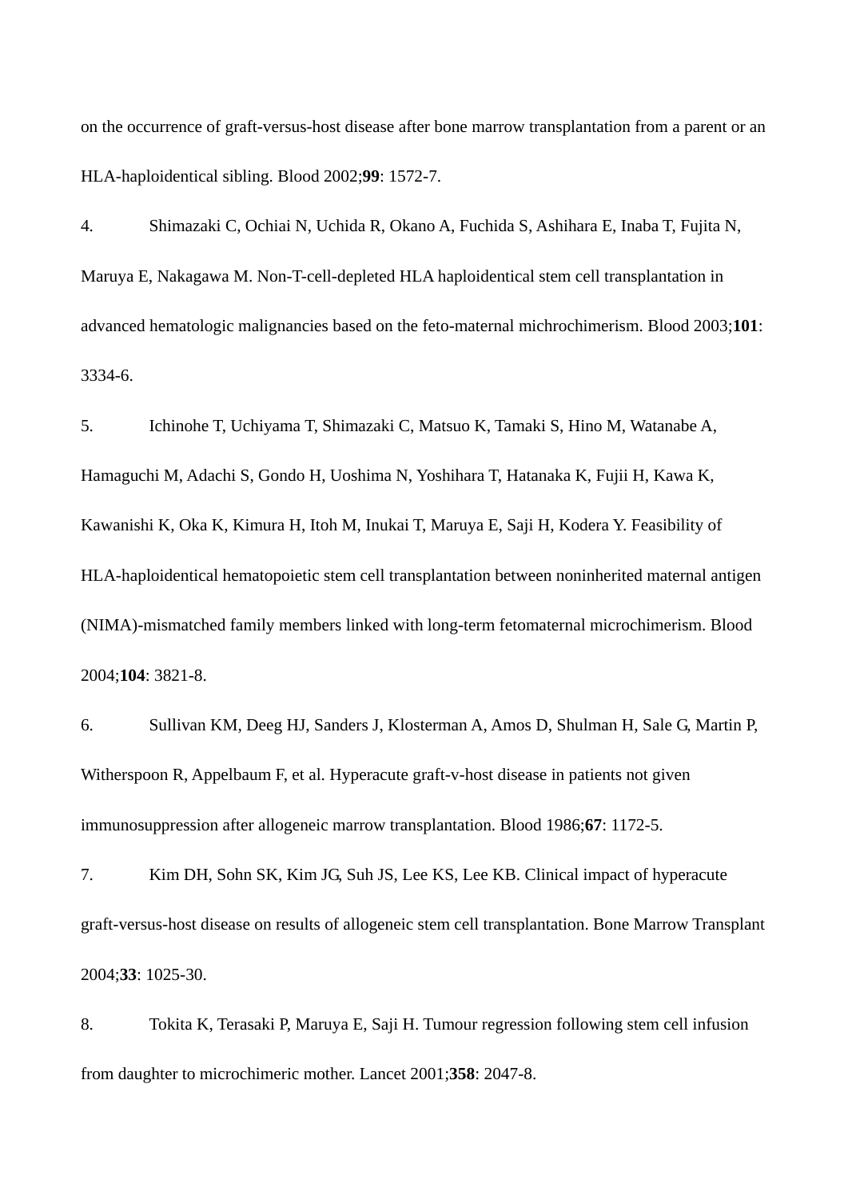on the occurrence of graft-versus-host disease after bone marrow transplantation from a parent or an HLA-haploidentical sibling. Blood 2002;**99**: 1572-7.

4. Shimazaki C, Ochiai N, Uchida R, Okano A, Fuchida S, Ashihara E, Inaba T, Fujita N, Maruya E, Nakagawa M. Non-T-cell-depleted HLA haploidentical stem cell transplantation in advanced hematologic malignancies based on the feto-maternal michrochimerism. Blood 2003;**101**: 3334-6.

5. Ichinohe T, Uchiyama T, Shimazaki C, Matsuo K, Tamaki S, Hino M, Watanabe A, Hamaguchi M, Adachi S, Gondo H, Uoshima N, Yoshihara T, Hatanaka K, Fujii H, Kawa K, Kawanishi K, Oka K, Kimura H, Itoh M, Inukai T, Maruya E, Saji H, Kodera Y. Feasibility of HLA-haploidentical hematopoietic stem cell transplantation between noninherited maternal antigen (NIMA)-mismatched family members linked with long-term fetomaternal microchimerism. Blood 2004;**104**: 3821-8.

6. Sullivan KM, Deeg HJ, Sanders J, Klosterman A, Amos D, Shulman H, Sale G, Martin P, Witherspoon R, Appelbaum F, et al. Hyperacute graft-v-host disease in patients not given immunosuppression after allogeneic marrow transplantation. Blood 1986;**67**: 1172-5.

7. Kim DH, Sohn SK, Kim JG, Suh JS, Lee KS, Lee KB. Clinical impact of hyperacute graft-versus-host disease on results of allogeneic stem cell transplantation. Bone Marrow Transplant 2004;**33**: 1025-30.

8. Tokita K, Terasaki P, Maruya E, Saji H. Tumour regression following stem cell infusion from daughter to microchimeric mother. Lancet 2001;**358**: 2047-8.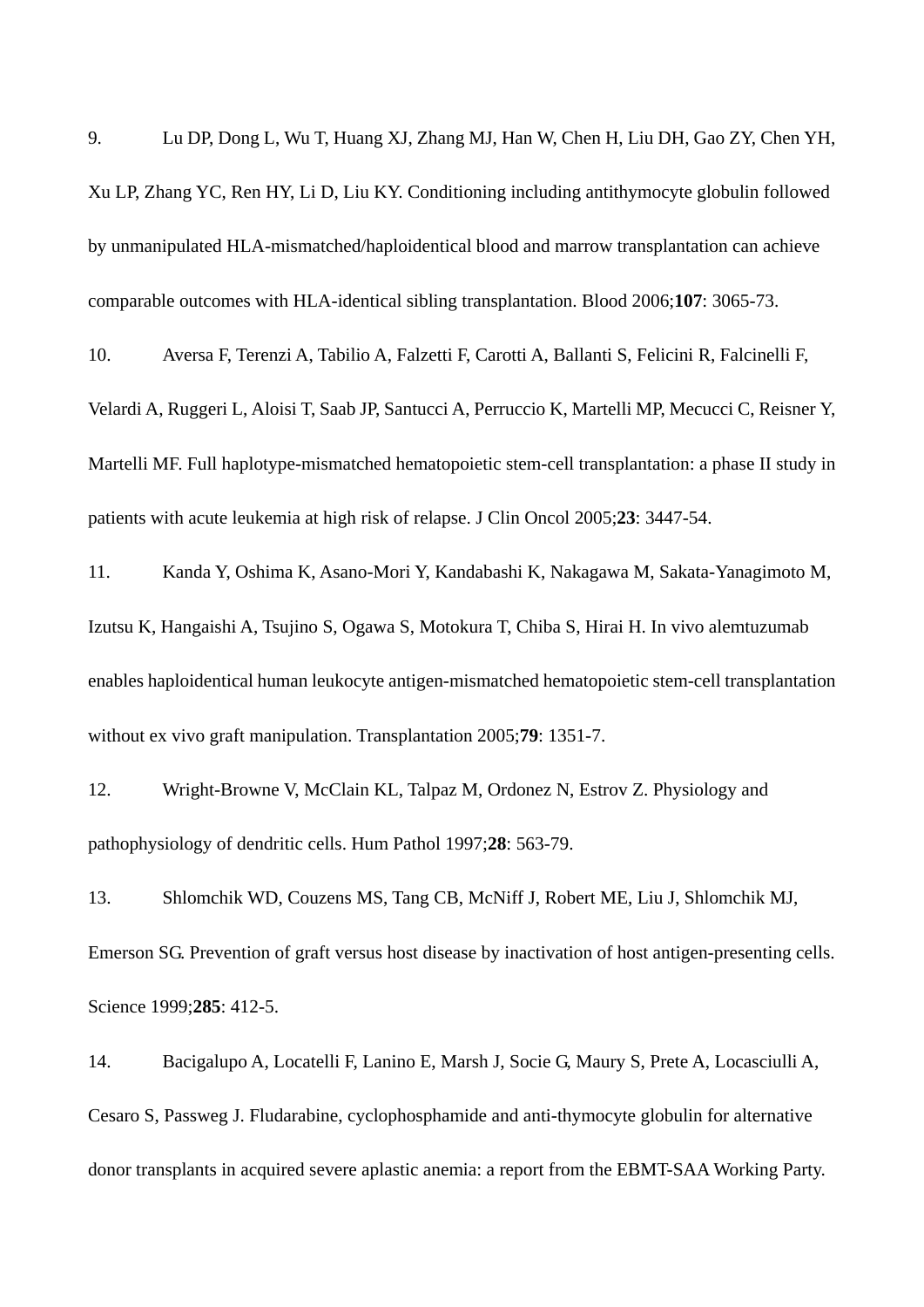9. Lu DP, Dong L, Wu T, Huang XJ, Zhang MJ, Han W, Chen H, Liu DH, Gao ZY, Chen YH, Xu LP, Zhang YC, Ren HY, Li D, Liu KY. Conditioning including antithymocyte globulin followed by unmanipulated HLA-mismatched/haploidentical blood and marrow transplantation can achieve comparable outcomes with HLA-identical sibling transplantation. Blood 2006;**107**: 3065-73.

10. Aversa F, Terenzi A, Tabilio A, Falzetti F, Carotti A, Ballanti S, Felicini R, Falcinelli F, Velardi A, Ruggeri L, Aloisi T, Saab JP, Santucci A, Perruccio K, Martelli MP, Mecucci C, Reisner Y, Martelli MF. Full haplotype-mismatched hematopoietic stem-cell transplantation: a phase II study in patients with acute leukemia at high risk of relapse. J Clin Oncol 2005;**23**: 3447-54.

11. Kanda Y, Oshima K, Asano-Mori Y, Kandabashi K, Nakagawa M, Sakata-Yanagimoto M, Izutsu K, Hangaishi A, Tsujino S, Ogawa S, Motokura T, Chiba S, Hirai H. In vivo alemtuzumab enables haploidentical human leukocyte antigen-mismatched hematopoietic stem-cell transplantation without ex vivo graft manipulation. Transplantation 2005;**79**: 1351-7.

12. Wright-Browne V, McClain KL, Talpaz M, Ordonez N, Estrov Z. Physiology and pathophysiology of dendritic cells. Hum Pathol 1997;**28**: 563-79.

13. Shlomchik WD, Couzens MS, Tang CB, McNiff J, Robert ME, Liu J, Shlomchik MJ, Emerson SG. Prevention of graft versus host disease by inactivation of host antigen-presenting cells. Science 1999;**285**: 412-5.

14. Bacigalupo A, Locatelli F, Lanino E, Marsh J, Socie G, Maury S, Prete A, Locasciulli A, Cesaro S, Passweg J. Fludarabine, cyclophosphamide and anti-thymocyte globulin for alternative donor transplants in acquired severe aplastic anemia: a report from the EBMT-SAA Working Party.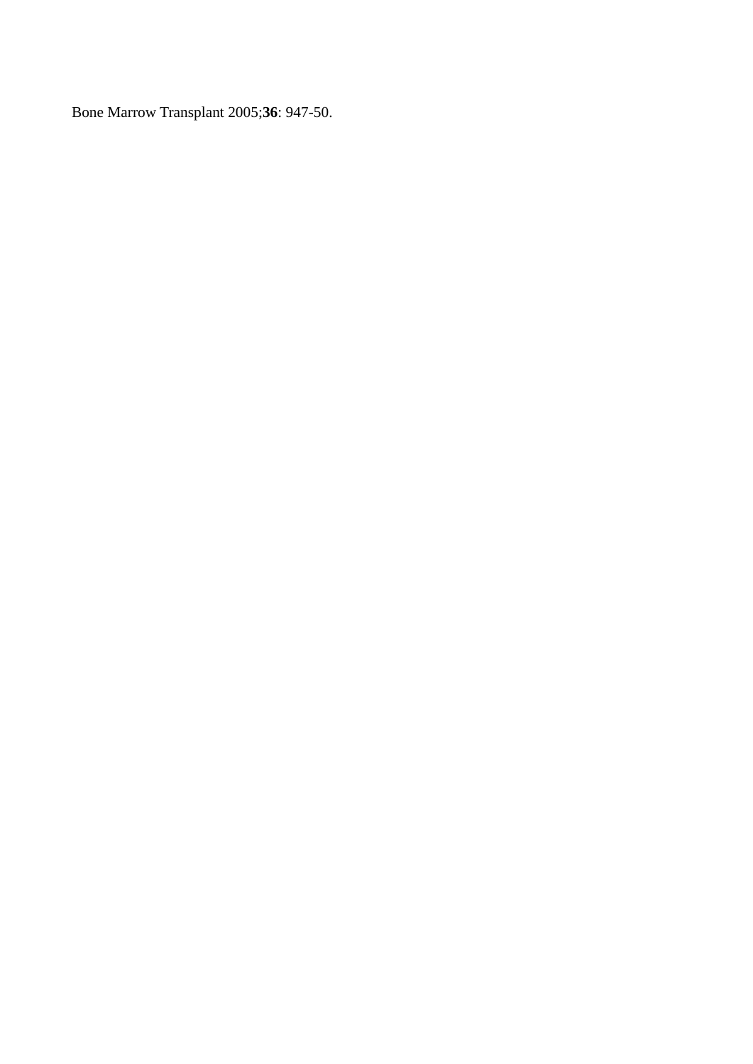Bone Marrow Transplant 2005;**36**: 947-50.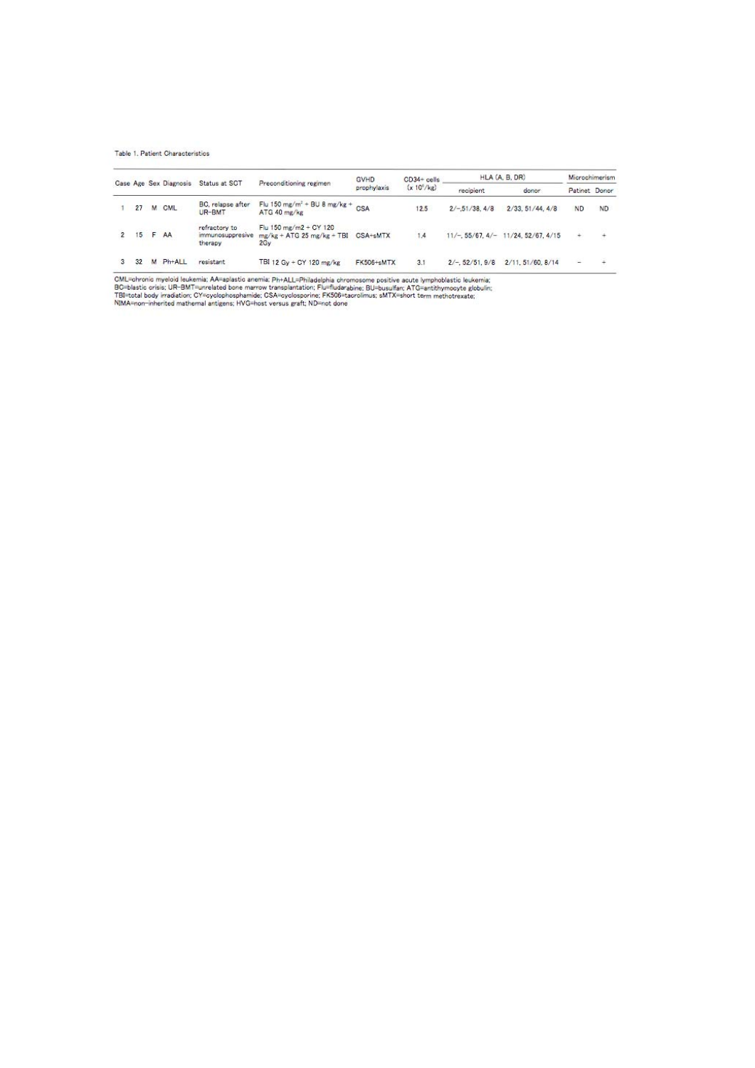Table 1. Patient Characteristics

| Case | Age | Sex | Diagnosis | Status at SCT | Preconditioning regimen | GVHD prophylaxis | CD34+ cells (x 10⁶/kg) | HLA (A, B, DR) | | Microchimerism | |
|---|---|---|---|---|---|---|---|---|---|---|---|
| | | | | | | | | recipient | donor | Patinet | Donor |
| 1 | 27 | M | CML | BC, relapse after UR-BMT | Flu 150 mg/m² + BU 8 mg/kg + ATG 40 mg/kg | CSA | 12.5 | 2/-,51/38, 4/8 | 2/33, 51/44, 4/8 | ND | ND |
| 2 | 15 | F | AA | refractory to immunosuppresive therapy | Flu 150 mg/m2 + CY 120 mg/kg + ATG 25 mg/kg + TBI 2Gy | CSA+sMTX | 1.4 | 11/-, 55/67, 4/- | 11/24, 52/67, 4/15 | + | + |
| 3 | 32 | M | Ph+ALL | resistant | TBI 12 Gy + CY 120 mg/kg | FK506+sMTX | 3.1 | 2/-, 52/51, 9/8 | 2/11, 51/60, 8/14 | − | + |

CML=chronic myeloid leukemia; AA=aplastic anemia; Ph+ALL=Philadelphia chromosome positive acute lymphoblastic leukemia;
BC=blastic crisis; UR-BMT=unrelated bone marrow transplantation; Flu=fludarabine; BU=busulfan; ATG=antithymocyte globulin;
TBI=total body irradiation; CY=cyclophosphamide; CSA=cyclosporine; FK506=tacrolimus; sMTX=short term methotrexate;
NIMA=non-inherited mathemal antigens; HVG=host versus graft; ND=not done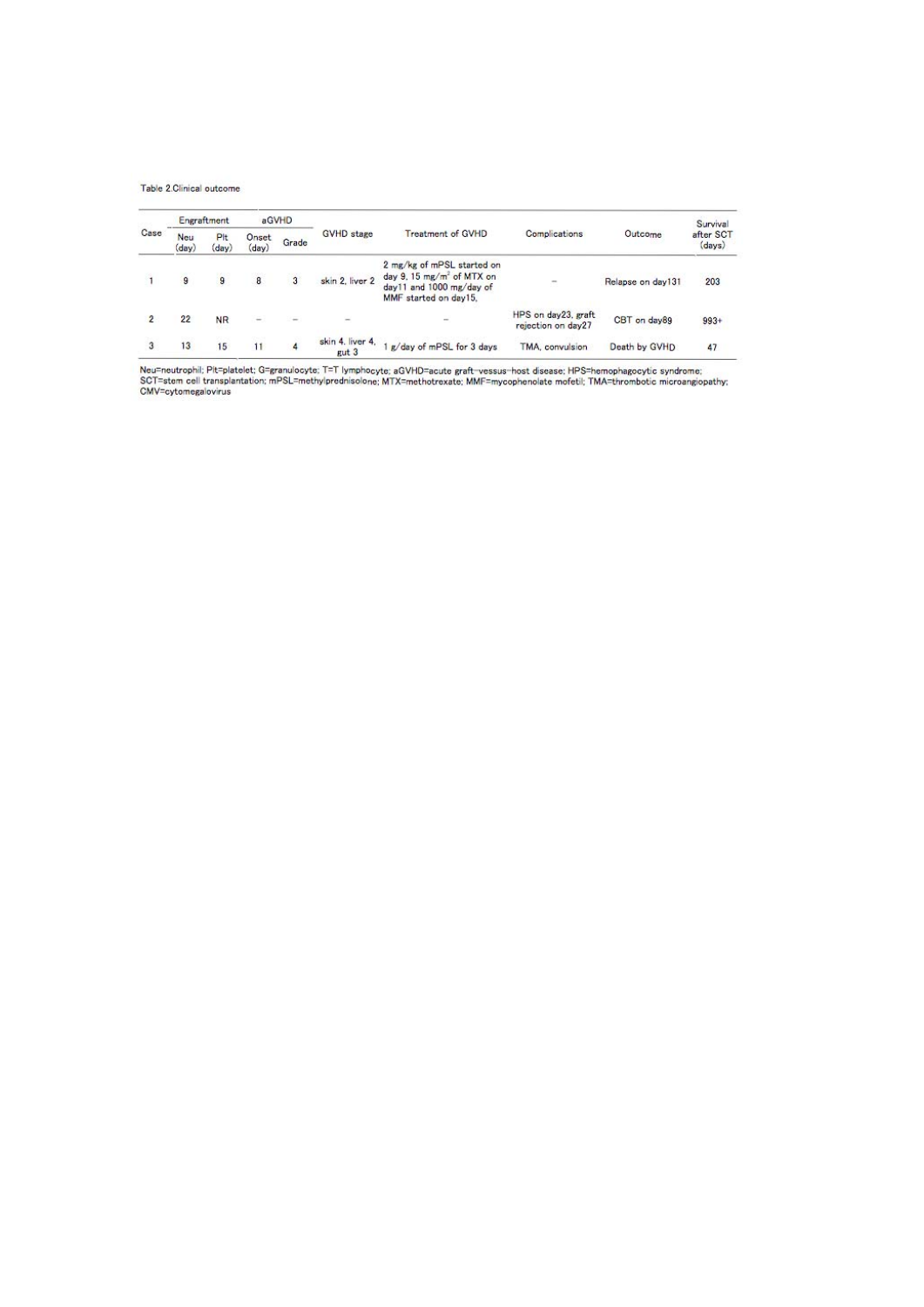Table 2.Clinical outcome

| Case | Engraftment | | aGVHD | | GVHD stage | Treatment of GVHD | Complications | Outcome | Survival after SCT (days) |
|---|---|---|---|---|---|---|---|---|---|
| | Neu (day) | Plt (day) | Onset (day) | Grade | | | | | |
| 1 | 9 | 9 | 8 | 3 | skin 2, liver 2 | 2 mg/kg of mPSL started on day 9, 15 mg/m$^2$ of MTX on day11 and 1000 mg/day of MMF started on day15, | – | Relapse on day131 | 203 |
| 2 | 22 | NR | – | – | – | – | HPS on day23, graft rejection on day27 | CBT on day89 | 993+ |
| 3 | 13 | 15 | 11 | 4 | skin 4, liver 4, gut 3 | 1 g/day of mPSL for 3 days | TMA, convulsion | Death by GVHD | 47 |

Neu=neutrophil; Plt=platelet; G=granulocyte; T=T lymphocyte; aGVHD=acute graft-vessus-host disease; HPS=hemophagocytic syndrome; SCT=stem cell transplantation; mPSL=methylprednisolone; MTX=methotrexate; MMF=mycophenolate mofetil; TMA=thrombotic microangiopathy; CMV=cytomegalovirus